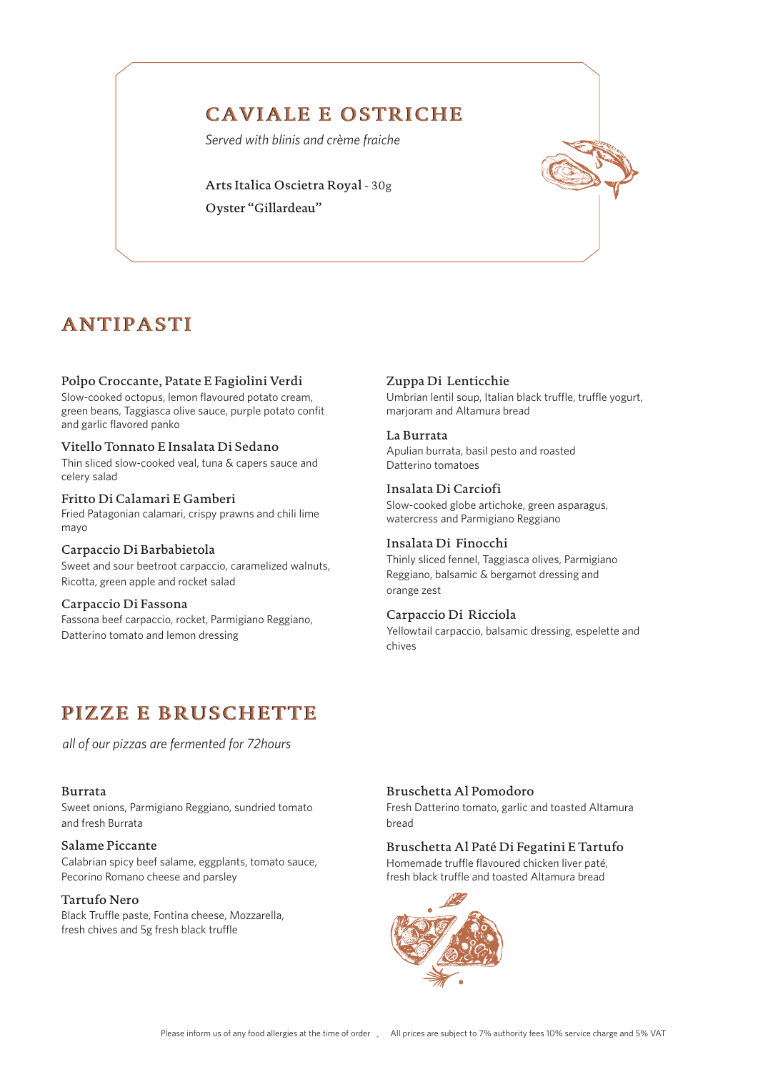## CAVIALE E OSTRICHE

*Served with blinis and crème fraiche*

Arts Italica Oscietra Royal - 30g

Oyster "Gillardeau"

## ANTIPASTI

### Polpo Croccante, Patate E Fagiolini Verdi
Slow-cooked octopus, lemon flavoured potato cream, green beans, Taggiasca olive sauce, purple potato confit and garlic flavored panko

### Vitello Tonnato E Insalata Di Sedano
Thin sliced slow-cooked veal, tuna & capers sauce and celery salad

### Fritto Di Calamari E Gamberi
Fried Patagonian calamari, crispy prawns and chili lime mayo

### Carpaccio Di Barbabietola
Sweet and sour beetroot carpaccio, caramelized walnuts, Ricotta, green apple and rocket salad

### Carpaccio Di Fassona
Fassona beef carpaccio, rocket, Parmigiano Reggiano, Datterino tomato and lemon dressing

### Zuppa Di Lenticchie
Umbrian lentil soup, Italian black truffle, truffle yogurt, marjoram and Altamura bread

### La Burrata
Apulian burrata, basil pesto and roasted Datterino tomatoes

### Insalata Di Carciofi
Slow-cooked globe artichoke, green asparagus, watercress and Parmigiano Reggiano

### Insalata Di Finocchi
Thinly sliced fennel, Taggiasca olives, Parmigiano Reggiano, balsamic & bergamot dressing and orange zest

### Carpaccio Di Ricciola
Yellowtail carpaccio, balsamic dressing, espelette and chives

## PIZZE E BRUSCHETTE

*all of our pizzas are fermented for 72hours*

### Burrata
Sweet onions, Parmigiano Reggiano, sundried tomato and fresh Burrata

### Salame Piccante
Calabrian spicy beef salame, eggplants, tomato sauce, Pecorino Romano cheese and parsley

### Tartufo Nero
Black Truffle paste, Fontina cheese, Mozzarella, fresh chives and 5g fresh black truffle

### Bruschetta Al Pomodoro
Fresh Datterino tomato, garlic and toasted Altamura bread

### Bruschetta Al Paté Di Fegatini E Tartufo
Homemade truffle flavoured chicken liver paté, fresh black truffle and toasted Altamura bread

Please inform us of any food allergies at the time of order . All prices are subject to 7% authority fees 10% service charge and 5% VAT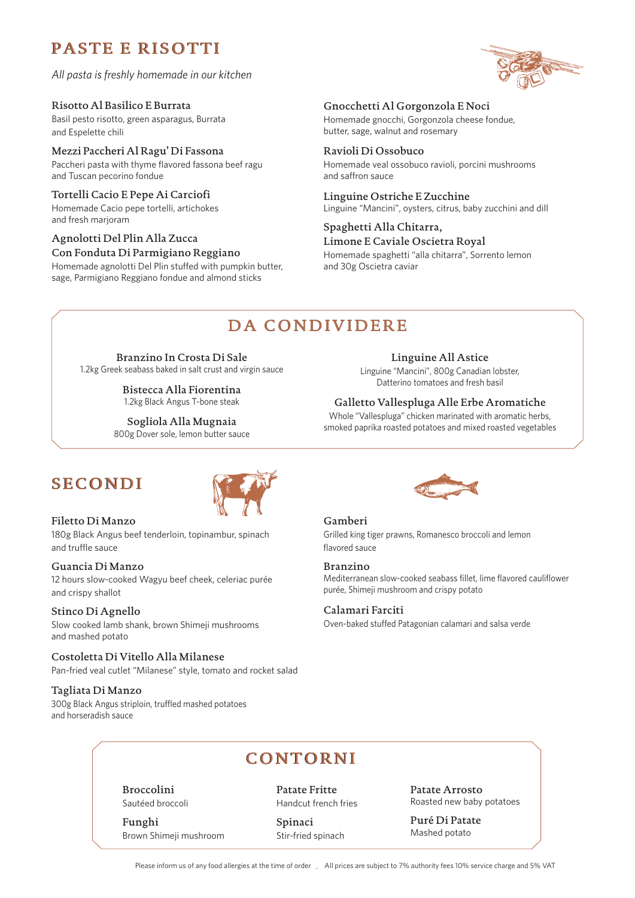# PASTE E RISOTTI

*All pasta is freshly homemade in our kitchen*

### Risotto Al Basilico E Burrata
Basil pesto risotto, green asparagus, Burrata and Espelette chili

### Mezzi Paccheri Al Ragu' Di Fassona
Paccheri pasta with thyme flavored fassona beef ragu and Tuscan pecorino fondue

### Tortelli Cacio E Pepe Ai Carciofi
Homemade Cacio pepe tortelli, artichokes and fresh marjoram

### Agnolotti Del Plin Alla Zucca Con Fonduta Di Parmigiano Reggiano
Homemade agnolotti Del Plin stuffed with pumpkin butter, sage, Parmigiano Reggiano fondue and almond sticks

### Gnocchetti Al Gorgonzola E Noci
Homemade gnocchi, Gorgonzola cheese fondue, butter, sage, walnut and rosemary

### Ravioli Di Ossobuco
Homemade veal ossobuco ravioli, porcini mushrooms and saffron sauce

### Linguine Ostriche E Zucchine
Linguine "Mancini", oysters, citrus, baby zucchini and dill

### Spaghetti Alla Chitarra, Limone E Caviale Oscietra Royal
Homemade spaghetti "alla chitarra", Sorrento lemon and 30g Oscietra caviar

# DA CONDIVIDERE

### Branzino In Crosta Di Sale
1.2kg Greek seabass baked in salt crust and virgin sauce

### Bistecca Alla Fiorentina
1.2kg Black Angus T-bone steak

### Sogliola Alla Mugnaia
800g Dover sole, lemon butter sauce

### Linguine All Astice
Linguine "Mancini", 800g Canadian lobster, Datterino tomatoes and fresh basil

### Galletto Vallespluga Alle Erbe Aromatiche
Whole "Vallespluga" chicken marinated with aromatic herbs, smoked paprika roasted potatoes and mixed roasted vegetables

# SECONDI

### Filetto Di Manzo
180g Black Angus beef tenderloin, topinambur, spinach and truffle sauce

### Guancia Di Manzo
12 hours slow-cooked Wagyu beef cheek, celeriac purée and crispy shallot

### Stinco Di Agnello
Slow cooked lamb shank, brown Shimeji mushrooms and mashed potato

### Costoletta Di Vitello Alla Milanese
Pan-fried veal cutlet "Milanese" style, tomato and rocket salad

### Tagliata Di Manzo
300g Black Angus striploin, truffled mashed potatoes and horseradish sauce

### Gamberi
Grilled king tiger prawns, Romanesco broccoli and lemon flavored sauce

### Branzino
Mediterranean slow-cooked seabass fillet, lime flavored cauliflower purée, Shimeji mushroom and crispy potato

### Calamari Farciti
Oven-baked stuffed Patagonian calamari and salsa verde

# CONTORNI

### Broccolini
Sautéed broccoli

### Funghi
Brown Shimeji mushroom

### Patate Fritte
Handcut french fries

### Spinaci
Stir-fried spinach

### Patate Arrosto
Roasted new baby potatoes

### Puré Di Patate
Mashed potato

Please inform us of any food allergies at the time of order . All prices are subject to 7% authority fees 10% service charge and 5% VAT